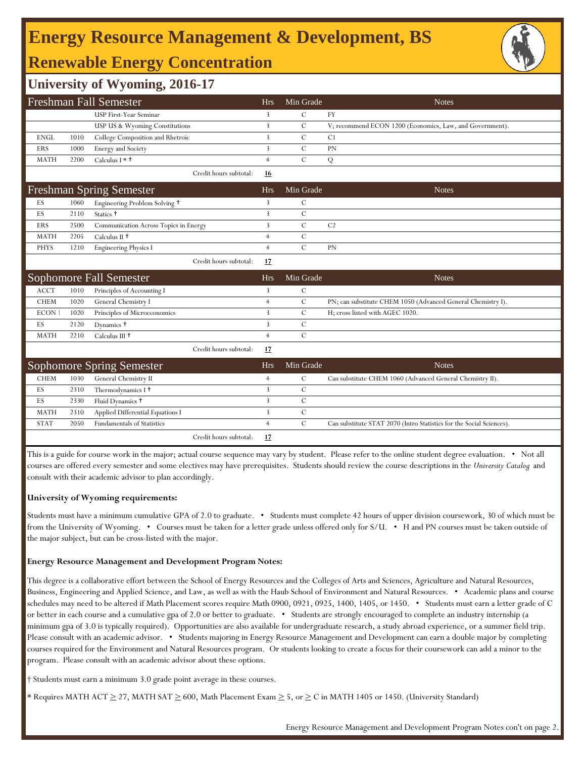# Energy Resource Management & Development, BS

## Renewable Energy Concentration

### University of Wyoming, 2016-17

| Freshman Fall Semester | | | Hrs | Min Grade | Notes |
|---|---|---|---|---|---|
| | | USP First-Year Seminar | 3 | C | FY |
| | | USP US & Wyoming Constitutions | 3 | C | V; recommend ECON 1200 (Economics, Law, and Government). |
| ENGL | 1010 | College Composition and Rhetroic | 3 | C | C1 |
| ERS | 1000 | Energy and Society | 3 | C | PN |
| MATH | 2200 | Calculus I * † | 4 | C | Q |
| | | Credit hours subtotal: | **16** | | |

| Freshman Spring Semester | | | Hrs | Min Grade | Notes |
|---|---|---|---|---|---|
| ES | 1060 | Engineering Problem Solving † | 3 | C | |
| ES | 2110 | Statics † | 3 | C | |
| ERS | 2500 | Communication Across Topics in Energy | 3 | C | C2 |
| MATH | 2205 | Calculus II † | 4 | C | |
| PHYS | 1210 | Engineering Physics I | 4 | C | PN |
| | | Credit hours subtotal: | **17** | | |

| Sophomore Fall Semester | | | Hrs | Min Grade | Notes |
|---|---|---|---|---|---|
| ACCT | 1010 | Principles of Accounting I | 3 | C | |
| CHEM | 1020 | General Chemistry I | 4 | C | PN; can substitute CHEM 1050 (Advanced General Chemistry I). |
| ECON 1 | 1020 | Principles of Microeconomics | 3 | C | H; cross listed with AGEC 1020. |
| ES | 2120 | Dynamics † | 3 | C | |
| MATH | 2210 | Calculus III † | 4 | C | |
| | | Credit hours subtotal: | **17** | | |

| Sophomore Spring Semester | | | Hrs | Min Grade | Notes |
|---|---|---|---|---|---|
| CHEM | 1030 | General Chemistry II | 4 | C | Can substitute CHEM 1060 (Advanced General Chemistry II). |
| ES | 2310 | Thermodynamics I † | 3 | C | |
| ES | 2330 | Fluid Dynamics † | 3 | C | |
| MATH | 2310 | Applied Differential Equations I | 3 | C | |
| STAT | 2050 | Fundamentals of Statistics | 4 | C | Can substitute STAT 2070 (Intro Statistics for the Social Sciences). |
| | | Credit hours subtotal: | **17** | | |

This is a guide for course work in the major; actual course sequence may vary by student. Please refer to the online student degree evaluation. • Not all courses are offered every semester and some electives may have prerequisites. Students should review the course descriptions in the *University Catalog* and consult with their academic advisor to plan accordingly.

**University of Wyoming requirements:**

Students must have a minimum cumulative GPA of 2.0 to graduate. • Students must complete 42 hours of upper division coursework, 30 of which must be from the University of Wyoming. • Courses must be taken for a letter grade unless offered only for S/U. • H and PN courses must be taken outside of the major subject, but can be cross-listed with the major.

**Energy Resource Management and Development Program Notes:**

This degree is a collaborative effort between the School of Energy Resources and the Colleges of Arts and Sciences, Agriculture and Natural Resources, Business, Engineering and Applied Science, and Law, as well as with the Haub School of Environment and Natural Resources. • Academic plans and course schedules may need to be altered if Math Placement scores require Math 0900, 0921, 0925, 1400, 1405, or 1450. • Students must earn a letter grade of C or better in each course and a cumulative gpa of 2.0 or better to graduate. • Students are strongly encouraged to complete an industry internship (a minimum gpa of 3.0 is typically required). Opportunities are also available for undergraduate research, a study abroad experience, or a summer field trip. Please consult with an academic advisor. • Students majoring in Energy Resource Management and Development can earn a double major by completing courses required for the Environment and Natural Resources program. Or students looking to create a focus for their coursework can add a minor to the program. Please consult with an academic advisor about these options.

† Students must earn a minimum 3.0 grade point average in these courses.

* Requires MATH ACT $\geq$ 27, MATH SAT $\geq$ 600, Math Placement Exam $\geq$ 5, or $\geq$ C in MATH 1405 or 1450. (University Standard)

Energy Resource Management and Development Program Notes con't on page 2.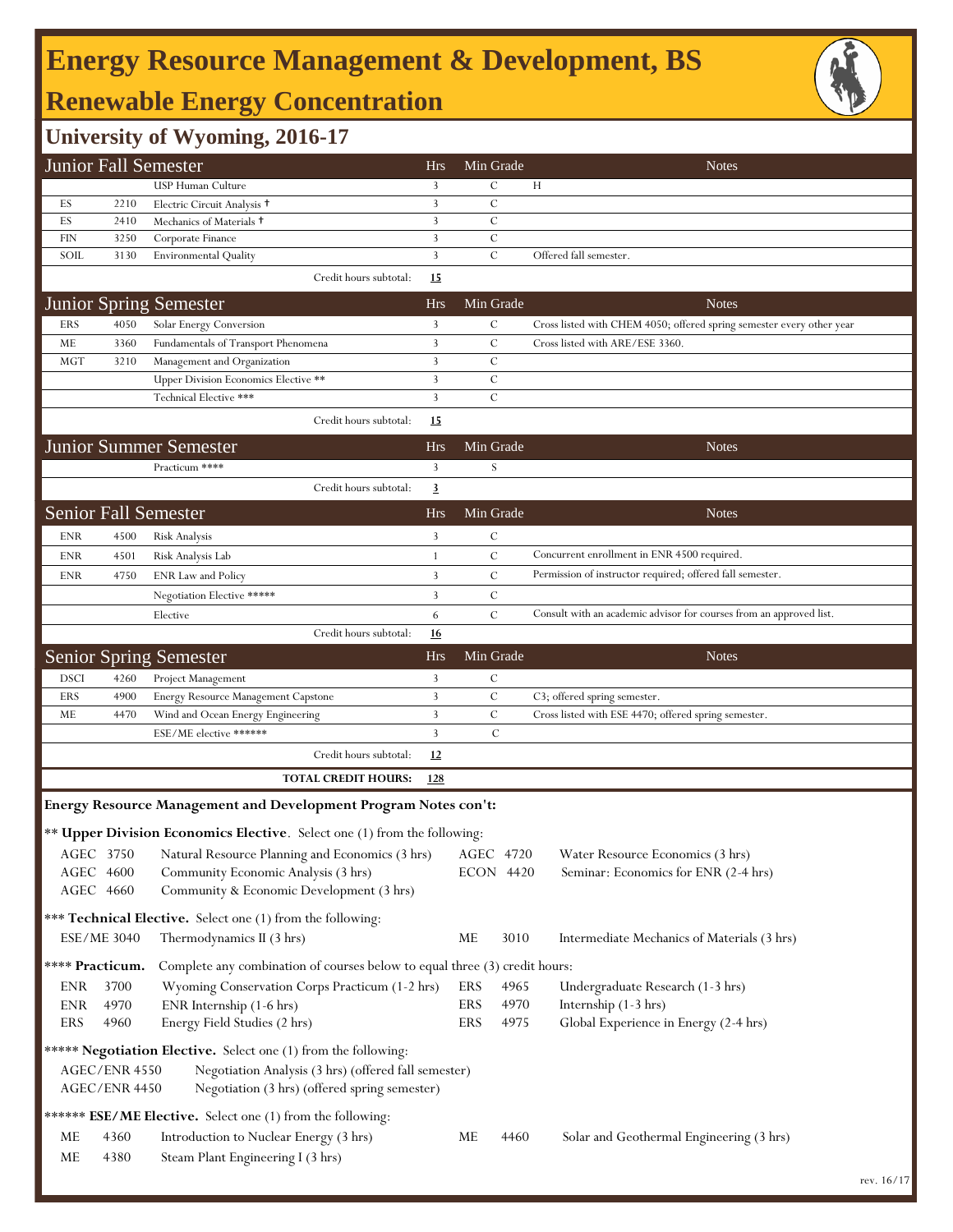# Energy Resource Management & Development, BS

## Renewable Energy Concentration

### University of Wyoming, 2016-17

| Junior Fall Semester | | | Hrs | Min Grade | Notes |
|---|---|---|---|---|---|
| | | USP Human Culture | 3 | C | H |
| ES | 2210 | Electric Circuit Analysis † | 3 | C | |
| ES | 2410 | Mechanics of Materials † | 3 | C | |
| FIN | 3250 | Corporate Finance | 3 | C | |
| SOIL | 3130 | Environmental Quality | 3 | C | Offered fall semester. |
| | | Credit hours subtotal: | 15 | | |

| Junior Spring Semester | | | Hrs | Min Grade | Notes |
|---|---|---|---|---|---|
| ERS | 4050 | Solar Energy Conversion | 3 | C | Cross listed with CHEM 4050; offered spring semester every other year |
| ME | 3360 | Fundamentals of Transport Phenomena | 3 | C | Cross listed with ARE/ESE 3360. |
| MGT | 3210 | Management and Organization | 3 | C | |
| | | Upper Division Economics Elective ** | 3 | C | |
| | | Technical Elective *** | 3 | C | |
| | | Credit hours subtotal: | 15 | | |

| Junior Summer Semester | | | Hrs | Min Grade | Notes |
|---|---|---|---|---|---|
| | | Practicum **** | 3 | S | |
| | | Credit hours subtotal: | 3 | | |

| Senior Fall Semester | | | Hrs | Min Grade | Notes |
|---|---|---|---|---|---|
| ENR | 4500 | Risk Analysis | 3 | C | |
| ENR | 4501 | Risk Analysis Lab | 1 | C | Concurrent enrollment in ENR 4500 required. |
| ENR | 4750 | ENR Law and Policy | 3 | C | Permission of instructor required; offered fall semester. |
| | | Negotiation Elective ***** | 3 | C | |
| | | Elective | 6 | C | Consult with an academic advisor for courses from an approved list. |
| | | Credit hours subtotal: | 16 | | |

| Senior Spring Semester | | | Hrs | Min Grade | Notes |
|---|---|---|---|---|---|
| DSCI | 4260 | Project Management | 3 | C | |
| ERS | 4900 | Energy Resource Management Capstone | 3 | C | C3; offered spring semester. |
| ME | 4470 | Wind and Ocean Energy Engineering | 3 | C | Cross listed with ESE 4470; offered spring semester. |
| | | ESE/ME elective ****** | 3 | C | |
| | | Credit hours subtotal: | 12 | | |
| | | **TOTAL CREDIT HOURS:** | 128 | | |

**Energy Resource Management and Development Program Notes con't:**

** **Upper Division Economics Elective**. Select one (1) from the following:

- AGEC 3750 Natural Resource Planning and Economics (3 hrs)
- AGEC 4600 Community Economic Analysis (3 hrs)
- AGEC 4660 Community & Economic Development (3 hrs)
- AGEC 4720 Water Resource Economics (3 hrs)
- ECON 4420 Seminar: Economics for ENR (2-4 hrs)

*** **Technical Elective.** Select one (1) from the following:

- ESE/ME 3040 Thermodynamics II (3 hrs)
- ME 3010 Intermediate Mechanics of Materials (3 hrs)

**** **Practicum.** Complete any combination of courses below to equal three (3) credit hours:

- ENR 3700 Wyoming Conservation Corps Practicum (1-2 hrs)
- ENR 4970 ENR Internship (1-6 hrs)
- ERS 4960 Energy Field Studies (2 hrs)
- ERS 4965 Undergraduate Research (1-3 hrs)
- ERS 4970 Internship (1-3 hrs)
- ERS 4975 Global Experience in Energy (2-4 hrs)

***** **Negotiation Elective.** Select one (1) from the following:

- AGEC/ENR 4550 Negotiation Analysis (3 hrs) (offered fall semester)
- AGEC/ENR 4450 Negotiation (3 hrs) (offered spring semester)

****** **ESE/ME Elective.** Select one (1) from the following:

- ME 4360 Introduction to Nuclear Energy (3 hrs)
- ME 4380 Steam Plant Engineering I (3 hrs)
- ME 4460 Solar and Geothermal Engineering (3 hrs)

rev. 16/17